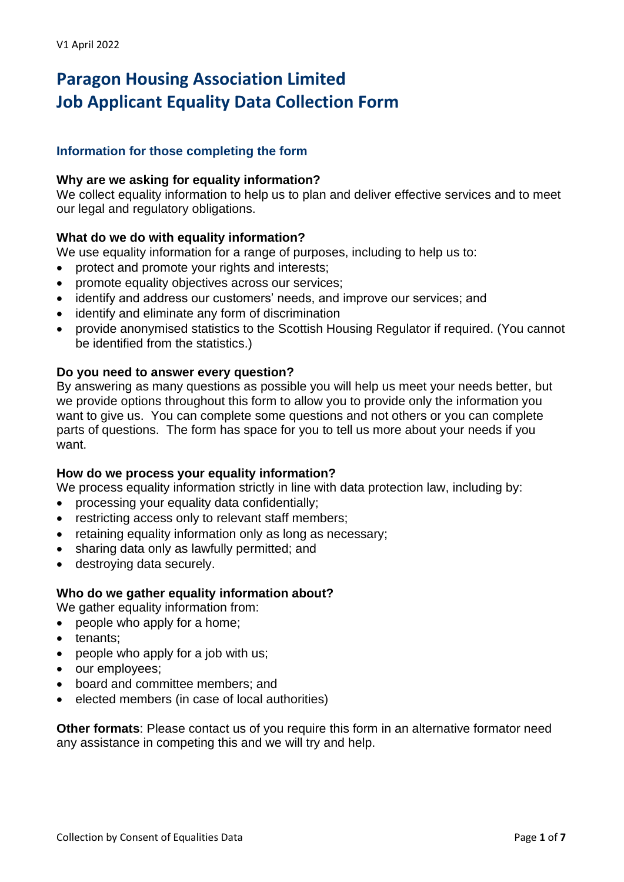V1 April 2022

# Paragon Housing Association Limited
# Job Applicant Equality Data Collection Form

## Information for those completing the form

**Why are we asking for equality information?**
We collect equality information to help us to plan and deliver effective services and to meet our legal and regulatory obligations.

**What do we do with equality information?**
We use equality information for a range of purposes, including to help us to:

- protect and promote your rights and interests;
- promote equality objectives across our services;
- identify and address our customers' needs, and improve our services; and
- identify and eliminate any form of discrimination
- provide anonymised statistics to the Scottish Housing Regulator if required. (You cannot be identified from the statistics.)

**Do you need to answer every question?**
By answering as many questions as possible you will help us meet your needs better, but we provide options throughout this form to allow you to provide only the information you want to give us. You can complete some questions and not others or you can complete parts of questions. The form has space for you to tell us more about your needs if you want.

**How do we process your equality information?**
We process equality information strictly in line with data protection law, including by:

- processing your equality data confidentially;
- restricting access only to relevant staff members;
- retaining equality information only as long as necessary;
- sharing data only as lawfully permitted; and
- destroying data securely.

**Who do we gather equality information about?**
We gather equality information from:

- people who apply for a home;
- tenants;
- people who apply for a job with us;
- our employees;
- board and committee members; and
- elected members (in case of local authorities)

**Other formats**: Please contact us of you require this form in an alternative formator need any assistance in competing this and we will try and help.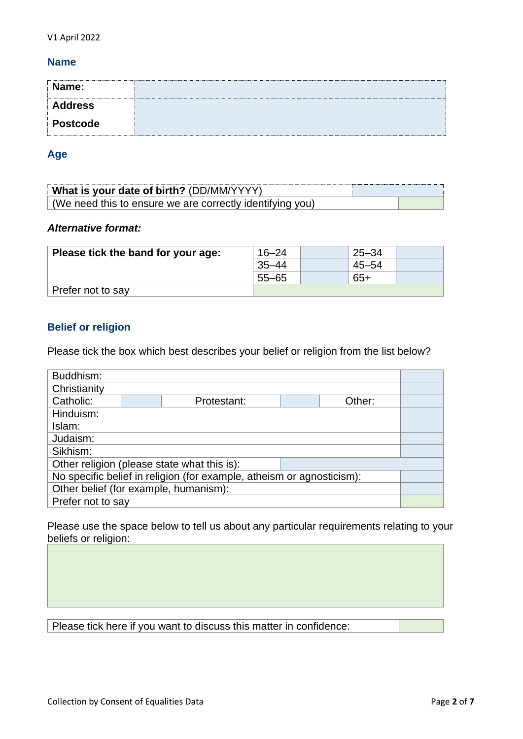## Name

| Name: | |
|---|---|
| **Address** | |
| **Postcode** | |

## Age

| What is your date of birth? (DD/MM/YYYY) | |
|---|---|
| (We need this to ensure we are correctly identifying you) | |

### *Alternative format:*

| Please tick the band for your age: | 16–24 | | 25–34 | |
|---|---|---|---|---|
| | 35–44 | | 45–54 | |
| | 55–65 | | 65+ | |
| Prefer not to say | | | | |

## Belief or religion

Please tick the box which best describes your belief or religion from the list below?

| Buddhism: | | | | | | |
|---|---|---|---|---|---|---|
| Christianity | | | | | | |
| Catholic: | | Protestant: | | Other: | | |
| Hinduism: | | | | | | |
| Islam: | | | | | | |
| Judaism: | | | | | | |
| Sikhism: | | | | | | |
| Other religion (please state what this is): | | | | | | |
| No specific belief in religion (for example, atheism or agnosticism): | | | | | | |
| Other belief (for example, humanism): | | | | | | |
| Prefer not to say | | | | | | |

Please use the space below to tell us about any particular requirements relating to your beliefs or religion:

| |
|---|
| |

| Please tick here if you want to discuss this matter in confidence: | |
|---|---|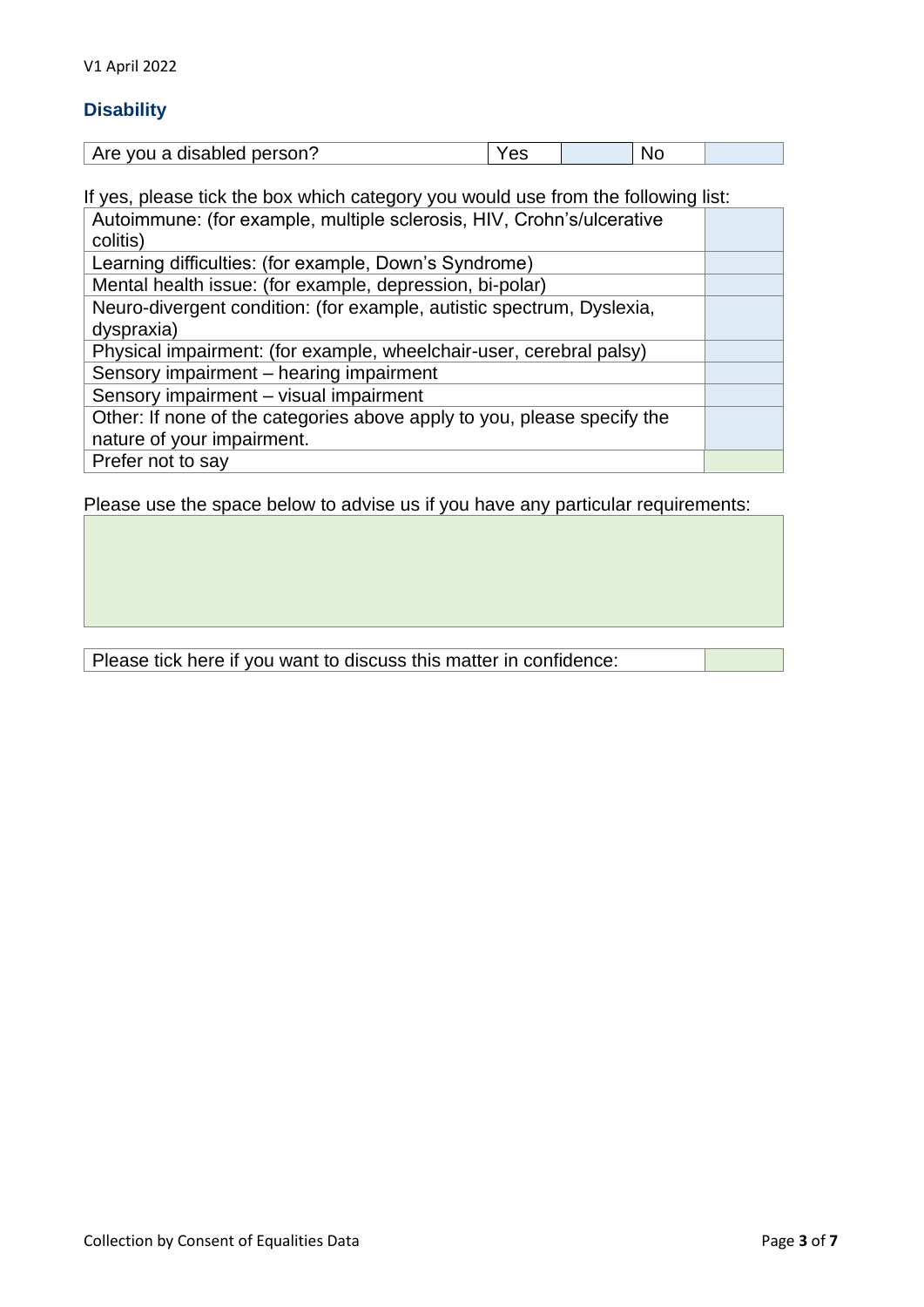## Disability

| Are you a disabled person? | Yes | | No | |
|---|---|---|---|---|

If yes, please tick the box which category you would use from the following list:

| | |
|---|---|
| Autoimmune: (for example, multiple sclerosis, HIV, Crohn's/ulcerative colitis) | |
| Learning difficulties: (for example, Down's Syndrome) | |
| Mental health issue: (for example, depression, bi-polar) | |
| Neuro-divergent condition: (for example, autistic spectrum, Dyslexia, dyspraxia) | |
| Physical impairment: (for example, wheelchair-user, cerebral palsy) | |
| Sensory impairment – hearing impairment | |
| Sensory impairment – visual impairment | |
| Other: If none of the categories above apply to you, please specify the nature of your impairment. | |
| Prefer not to say | |

Please use the space below to advise us if you have any particular requirements:

| |
|---|
| |

| Please tick here if you want to discuss this matter in confidence: | |
|---|---|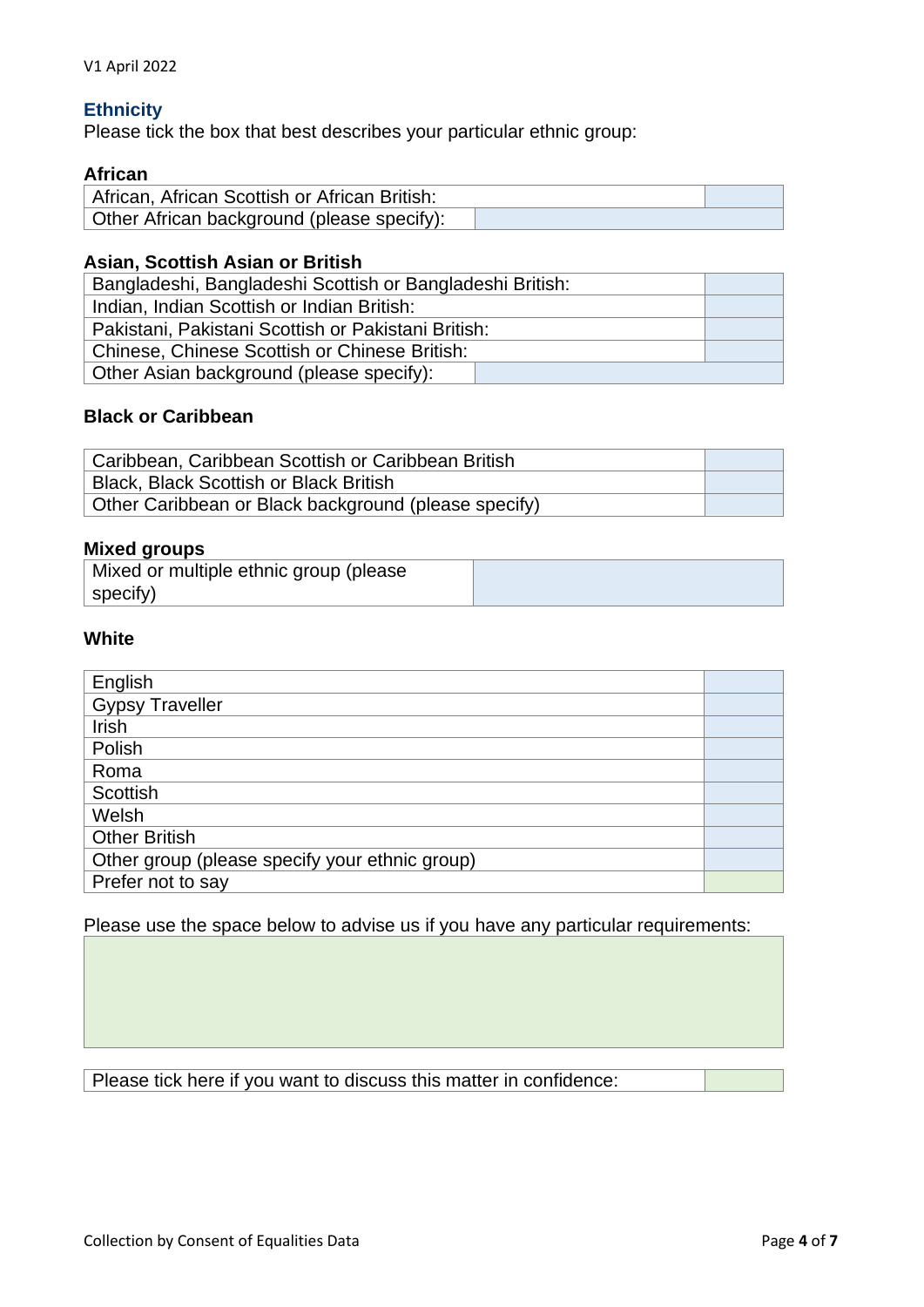## Ethnicity

Please tick the box that best describes your particular ethnic group:

### African

| African, African Scottish or African British: | |
|---|---|
| Other African background (please specify): | |

### Asian, Scottish Asian or British

| Bangladeshi, Bangladeshi Scottish or Bangladeshi British: | |
|---|---|
| Indian, Indian Scottish or Indian British: | |
| Pakistani, Pakistani Scottish or Pakistani British: | |
| Chinese, Chinese Scottish or Chinese British: | |
| Other Asian background (please specify): | |

### Black or Caribbean

| Caribbean, Caribbean Scottish or Caribbean British | |
|---|---|
| Black, Black Scottish or Black British | |
| Other Caribbean or Black background (please specify) | |

### Mixed groups

| Mixed or multiple ethnic group (please specify) | |
|---|---|

### White

| English | |
|---|---|
| Gypsy Traveller | |
| Irish | |
| Polish | |
| Roma | |
| Scottish | |
| Welsh | |
| Other British | |
| Other group (please specify your ethnic group) | |
| Prefer not to say | |

Please use the space below to advise us if you have any particular requirements:

| |
|---|
| |

| Please tick here if you want to discuss this matter in confidence: | |
|---|---|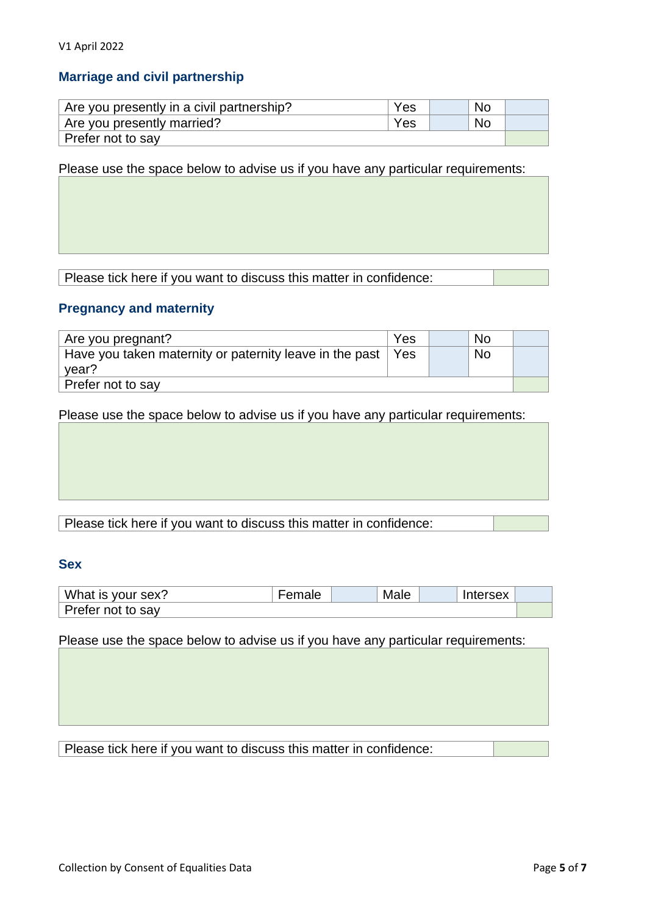## Marriage and civil partnership

| Are you presently in a civil partnership? | Yes | | No | |
|---|---|---|---|---|
| Are you presently married? | Yes | | No | |
| Prefer not to say | | | | |

Please use the space below to advise us if you have any particular requirements:

| |
|---|
| |

| Please tick here if you want to discuss this matter in confidence: | |
|---|---|

## Pregnancy and maternity

| Are you pregnant? | Yes | | No | |
|---|---|---|---|---|
| Have you taken maternity or paternity leave in the past year? | Yes | | No | |
| Prefer not to say | | | | |

Please use the space below to advise us if you have any particular requirements:

| |
|---|
| |

| Please tick here if you want to discuss this matter in confidence: | |
|---|---|

## Sex

| What is your sex? | Female | | Male | | Intersex | |
|---|---|---|---|---|---|---|
| Prefer not to say | | | | | | |

Please use the space below to advise us if you have any particular requirements:

| |
|---|
| |

| Please tick here if you want to discuss this matter in confidence: | |
|---|---|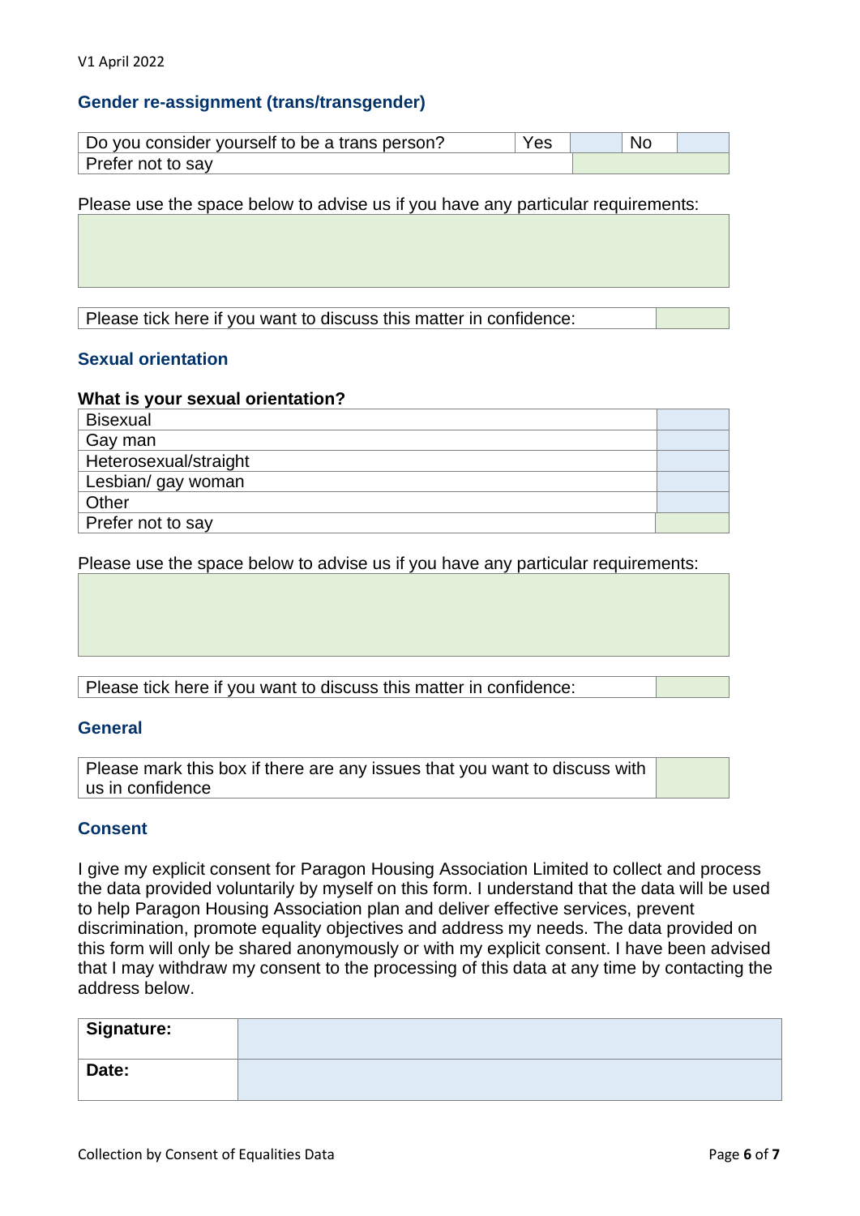V1 April 2022

### Gender re-assignment (trans/transgender)

| Do you consider yourself to be a trans person? | Yes | | No | |
|---|---|---|---|---|
| Prefer not to say | | | | |

Please use the space below to advise us if you have any particular requirements:

| |
|---|
| |

| Please tick here if you want to discuss this matter in confidence: | |
|---|---|

### Sexual orientation

**What is your sexual orientation?**

| | |
|---|---|
| Bisexual | |
| Gay man | |
| Heterosexual/straight | |
| Lesbian/ gay woman | |
| Other | |
| Prefer not to say | |

Please use the space below to advise us if you have any particular requirements:

| |
|---|
| |

| Please tick here if you want to discuss this matter in confidence: | |
|---|---|

### General

| Please mark this box if there are any issues that you want to discuss with us in confidence | |
|---|---|

### Consent

I give my explicit consent for Paragon Housing Association Limited to collect and process the data provided voluntarily by myself on this form. I understand that the data will be used to help Paragon Housing Association plan and deliver effective services, prevent discrimination, promote equality objectives and address my needs. The data provided on this form will only be shared anonymously or with my explicit consent. I have been advised that I may withdraw my consent to the processing of this data at any time by contacting the address below.

| | |
|---|---|
| **Signature:** | |
| **Date:** | |

Collection by Consent of Equalities Data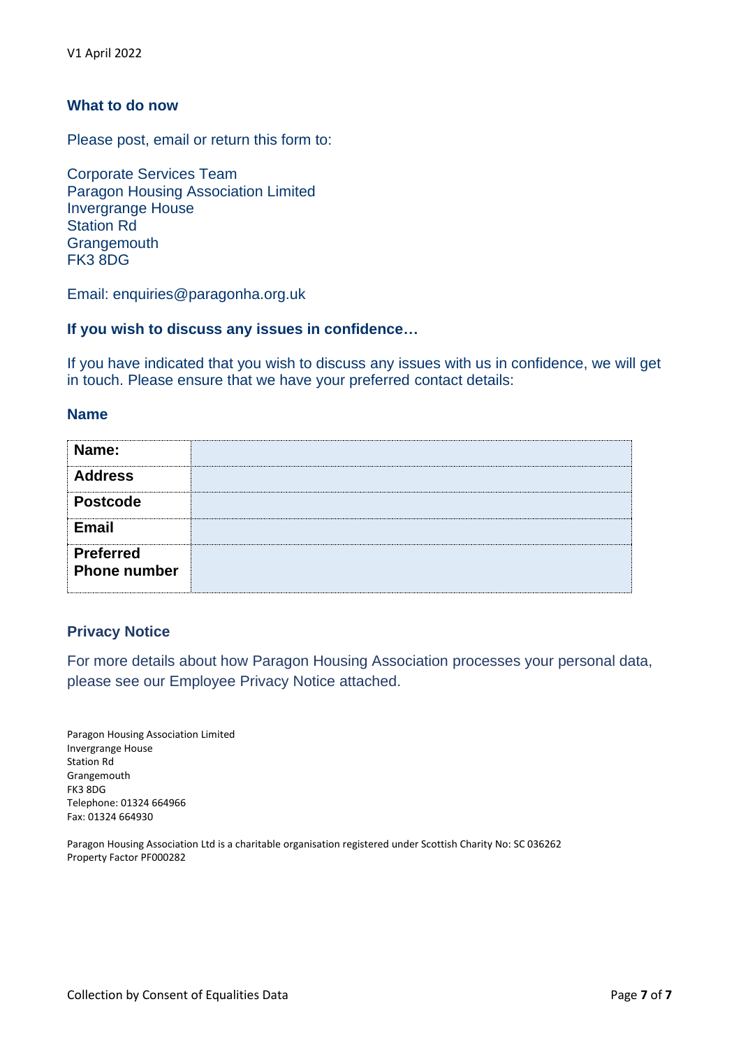V1 April 2022

### What to do now

Please post, email or return this form to:

Corporate Services Team
Paragon Housing Association Limited
Invergrange House
Station Rd
Grangemouth
FK3 8DG

Email: enquiries@paragonha.org.uk

### If you wish to discuss any issues in confidence…

If you have indicated that you wish to discuss any issues with us in confidence, we will get in touch. Please ensure that we have your preferred contact details:

### Name

| | |
|---|---|
| **Name:** | |
| **Address** | |
| **Postcode** | |
| **Email** | |
| **Preferred Phone number** | |

### Privacy Notice

For more details about how Paragon Housing Association processes your personal data, please see our Employee Privacy Notice attached.

Paragon Housing Association Limited
Invergrange House
Station Rd
Grangemouth
FK3 8DG
Telephone: 01324 664966
Fax: 01324 664930

Paragon Housing Association Ltd is a charitable organisation registered under Scottish Charity No: SC 036262
Property Factor PF000282